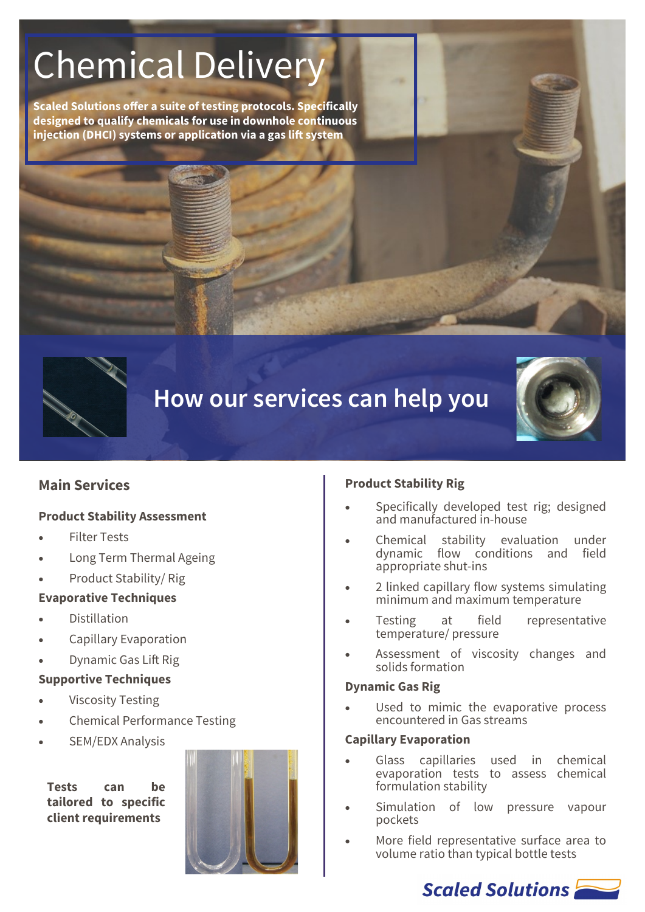# Chemical Delivery

**Scaled Solutions offer a suite of testing protocols. Specifically designed to qualify chemicals for use in downhole continuous injection (DHCI) systems or application via a gas lift system**

## How our services can help you

### Main Services

**Product Stability Assessment**

- Filter Tests
- Long Term Thermal Ageing
- Product Stability/ Rig

**Evaporative Techniques**

- Distillation
- Capillary Evaporation
- Dynamic Gas Lift Rig

**Supportive Techniques**

- Viscosity Testing
- Chemical Performance Testing
- SEM/EDX Analysis

**Tests can be tailored to specific client requirements**

**Product Stability Rig**

- Specifically developed test rig; designed and manufactured in-house
- Chemical stability evaluation under dynamic flow conditions and field appropriate shut-ins
- 2 linked capillary flow systems simulating minimum and maximum temperature
- Testing at field representative temperature/ pressure
- Assessment of viscosity changes and solids formation

**Dynamic Gas Rig**

- Used to mimic the evaporative process encountered in Gas streams

**Capillary Evaporation**

- Glass capillaries used in chemical evaporation tests to assess chemical formulation stability
- Simulation of low pressure vapour pockets
- More field representative surface area to volume ratio than typical bottle tests

Scaled Solutions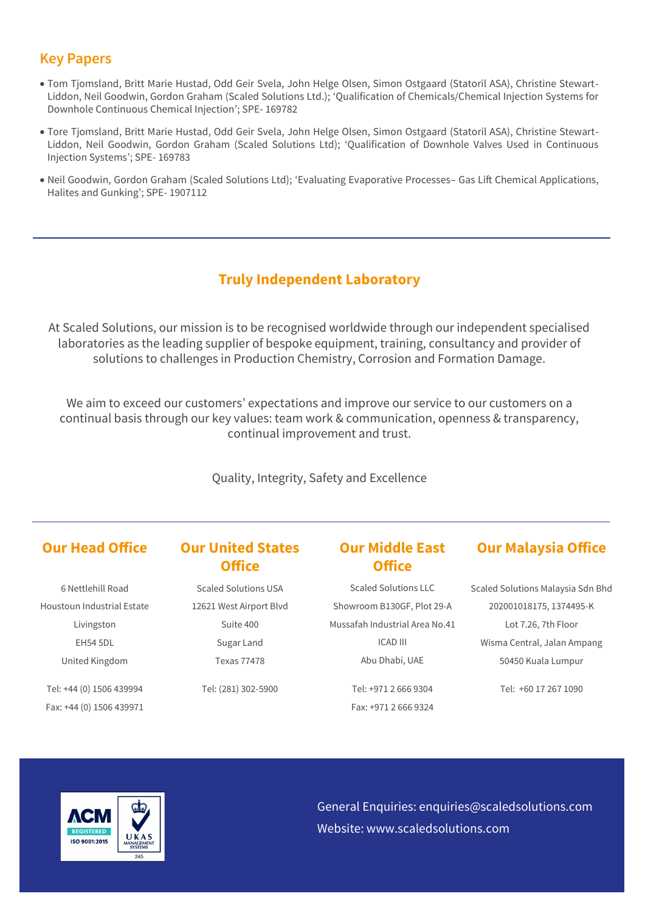## Key Papers

- Tom Tjomsland, Britt Marie Hustad, Odd Geir Svela, John Helge Olsen, Simon Ostgaard (Statoril ASA), Christine Stewart-Liddon, Neil Goodwin, Gordon Graham (Scaled Solutions Ltd.); 'Qualification of Chemicals/Chemical Injection Systems for Downhole Continuous Chemical Injection'; SPE- 169782
- Tore Tjomsland, Britt Marie Hustad, Odd Geir Svela, John Helge Olsen, Simon Ostgaard (Statoril ASA), Christine Stewart-Liddon, Neil Goodwin, Gordon Graham (Scaled Solutions Ltd); 'Qualification of Downhole Valves Used in Continuous Injection Systems'; SPE- 169783
- Neil Goodwin, Gordon Graham (Scaled Solutions Ltd); 'Evaluating Evaporative Processes– Gas Lift Chemical Applications, Halites and Gunking'; SPE- 1907112

---

## Truly Independent Laboratory

At Scaled Solutions, our mission is to be recognised worldwide through our independent specialised laboratories as the leading supplier of bespoke equipment, training, consultancy and provider of solutions to challenges in Production Chemistry, Corrosion and Formation Damage.

We aim to exceed our customers' expectations and improve our service to our customers on a continual basis through our key values: team work & communication, openness & transparency, continual improvement and trust.

Quality, Integrity, Safety and Excellence

---

### Our Head Office

6 Nettlehill Road
Houstoun Industrial Estate
Livingston
EH54 5DL
United Kingdom

Tel: +44 (0) 1506 439994
Fax: +44 (0) 1506 439971

### Our United States Office

Scaled Solutions USA
12621 West Airport Blvd
Suite 400
Sugar Land
Texas 77478

Tel: (281) 302-5900

### Our Middle East Office

Scaled Solutions LLC
Showroom B130GF, Plot 29-A
Mussafah Industrial Area No.41
ICAD III
Abu Dhabi, UAE

Tel: +971 2 666 9304
Fax: +971 2 666 9324

### Our Malaysia Office

Scaled Solutions Malaysia Sdn Bhd
202001018175, 1374495-K
Lot 7.26, 7th Floor
Wisma Central, Jalan Ampang
50450 Kuala Lumpur

Tel: +60 17 267 1090

ACM REGISTERED ISO 9001:2015 UKAS MANAGEMENT SYSTEMS 245

General Enquiries: enquiries@scaledsolutions.com
Website: www.scaledsolutions.com